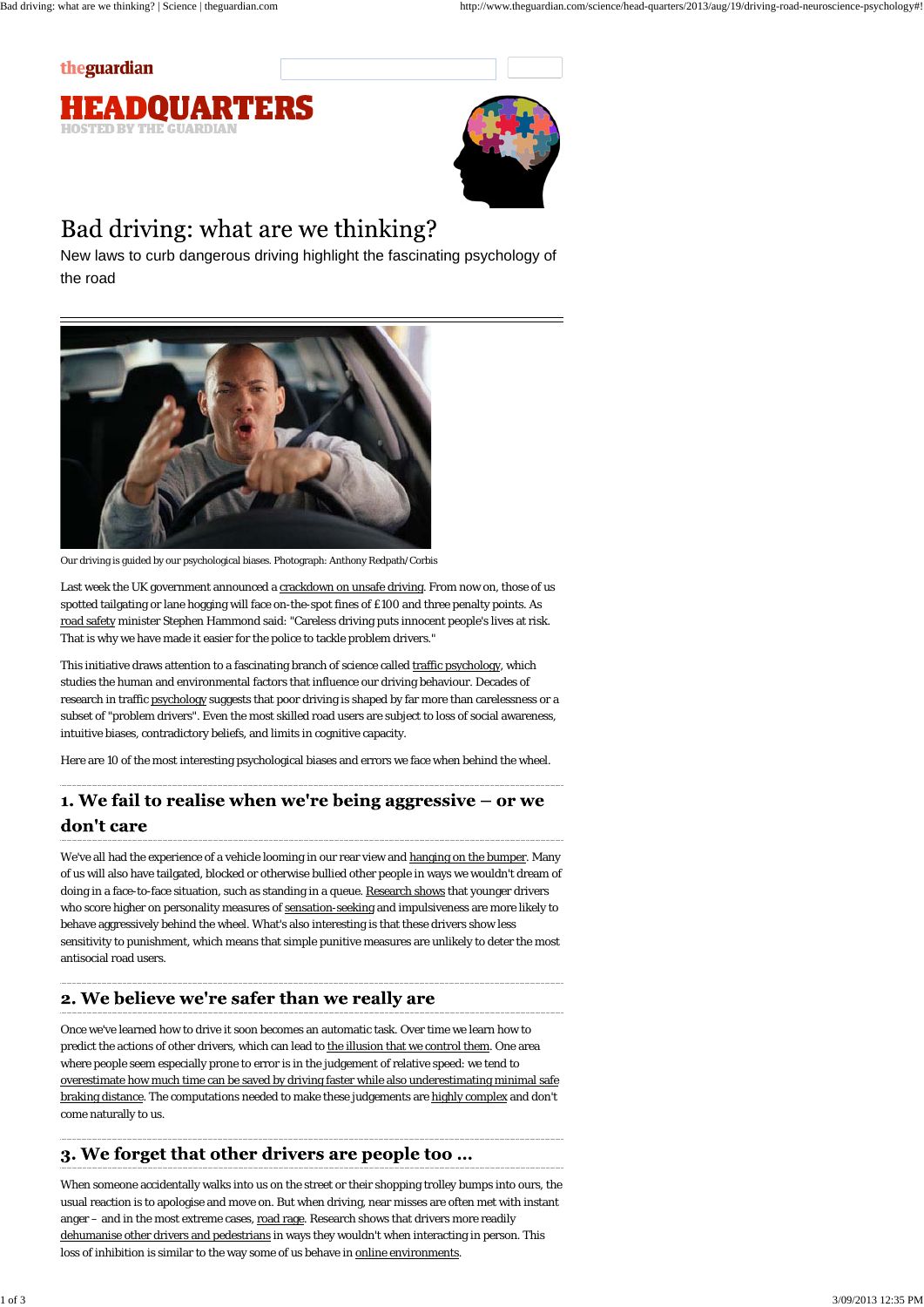theguardian

# HEADQUARTERS

HOSTED BY THE GUARDIAN

# Bad driving: what are we thinking?

New laws to curb dangerous driving highlight the fascinating psychology of the road

Our driving is guided by our psychological biases. Photograph: Anthony Redpath/Corbis

Last week the UK government announced a crackdown on unsafe driving. From now on, those of us spotted tailgating or lane hogging will face on-the-spot fines of £100 and three penalty points. As road safety minister Stephen Hammond said: "Careless driving puts innocent people's lives at risk. That is why we have made it easier for the police to tackle problem drivers."

This initiative draws attention to a fascinating branch of science called traffic psychology, which studies the human and environmental factors that influence our driving behaviour. Decades of research in traffic psychology suggests that poor driving is shaped by far more than carelessness or a subset of "problem drivers". Even the most skilled road users are subject to loss of social awareness, intuitive biases, contradictory beliefs, and limits in cognitive capacity.

Here are 10 of the most interesting psychological biases and errors we face when behind the wheel.

## 1. We fail to realise when we're being aggressive – or we don't care

We've all had the experience of a vehicle looming in our rear view and hanging on the bumper. Many of us will also have tailgated, blocked or otherwise bullied other people in ways we wouldn't dream of doing in a face-to-face situation, such as standing in a queue. Research shows that younger drivers who score higher on personality measures of sensation-seeking and impulsiveness are more likely to behave aggressively behind the wheel. What's also interesting is that these drivers show less sensitivity to punishment, which means that simple punitive measures are unlikely to deter the most antisocial road users.

## 2. We believe we're safer than we really are

Once we've learned how to drive it soon becomes an automatic task. Over time we learn how to predict the actions of other drivers, which can lead to the illusion that we control them. One area where people seem especially prone to error is in the judgement of relative speed: we tend to overestimate how much time can be saved by driving faster while also underestimating minimal safe braking distance. The computations needed to make these judgements are highly complex and don't come naturally to us.

## 3. We forget that other drivers are people too ...

When someone accidentally walks into us on the street or their shopping trolley bumps into ours, the usual reaction is to apologise and move on. But when driving, near misses are often met with instant anger – and in the most extreme cases, road rage. Research shows that drivers more readily dehumanise other drivers and pedestrians in ways they wouldn't when interacting in person. This loss of inhibition is similar to the way some of us behave in online environments.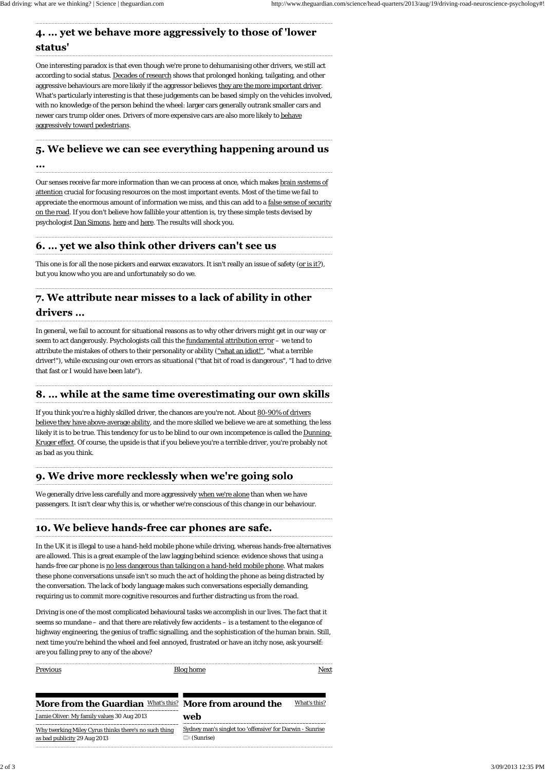## 4. ... yet we behave more aggressively to those of 'lower status'

One interesting paradox is that even though we're prone to dehumanising other drivers, we still act according to social status. Decades of research shows that prolonged honking, tailgating, and other aggressive behaviours are more likely if the aggressor believes they are the more important driver. What's particularly interesting is that these judgements can be based simply on the vehicles involved, with no knowledge of the person behind the wheel: larger cars generally outrank smaller cars and newer cars trump older ones. Drivers of more expensive cars are also more likely to behave aggressively toward pedestrians.

## 5. We believe we can see everything happening around us ...

Our senses receive far more information than we can process at once, which makes brain systems of attention crucial for focusing resources on the most important events. Most of the time we fail to appreciate the enormous amount of information we miss, and this can add to a false sense of security on the road. If you don't believe how fallible your attention is, try these simple tests devised by psychologist Dan Simons, here and here. The results will shock you.

## 6. ... yet we also think other drivers can't see us

This one is for all the nose pickers and earwax excavators. It isn't really an issue of safety (or is it?), but you know who you are and unfortunately so do we.

## 7. We attribute near misses to a lack of ability in other drivers ...

In general, we fail to account for situational reasons as to why other drivers might get in our way or seem to act dangerously. Psychologists call this the fundamental attribution error – we tend to attribute the mistakes of others to their personality or ability ("what an idiot!", "what a terrible driver!"), while excusing our own errors as situational ("that bit of road is dangerous", "I had to drive that fast or I would have been late").

## 8. ... while at the same time overestimating our own skills

If you think you're a highly skilled driver, the chances are you're not. About 80-90% of drivers believe they have above-average ability, and the more skilled we believe we are at something, the less likely it is to be true. This tendency for us to be blind to our own incompetence is called the Dunning-Kruger effect. Of course, the upside is that if you believe you're a terrible driver, you're probably not as bad as you think.

## 9. We drive more recklessly when we're going solo

We generally drive less carefully and more aggressively when we're alone than when we have passengers. It isn't clear why this is, or whether we're conscious of this change in our behaviour.

## 10. We believe hands-free car phones are safe.

In the UK it is illegal to use a hand-held mobile phone while driving, whereas hands-free alternatives are allowed. This is a great example of the law lagging behind science: evidence shows that using a hands-free car phone is no less dangerous than talking on a hand-held mobile phone. What makes these phone conversations unsafe isn't so much the act of holding the phone as being distracted by the conversation. The lack of body language makes such conversations especially demanding, requiring us to commit more cognitive resources and further distracting us from the road.

Driving is one of the most complicated behavioural tasks we accomplish in our lives. The fact that it seems so mundane – and that there are relatively few accidents – is a testament to the elegance of highway engineering, the genius of traffic signalling, and the sophistication of the human brain. Still, next time you're behind the wheel and feel annoyed, frustrated or have an itchy nose, ask yourself: are you falling prey to any of the above?

Previous | Blog home | Next

**More from the Guardian** What's this?

Jamie Oliver: My family values 30 Aug 2013

Why twerking Miley Cyrus thinks there's no such thing as bad publicity 29 Aug 2013

**More from around the web** What's this?

Sydney man's singlet too 'offensive' for Darwin - Sunrise (Sunrise)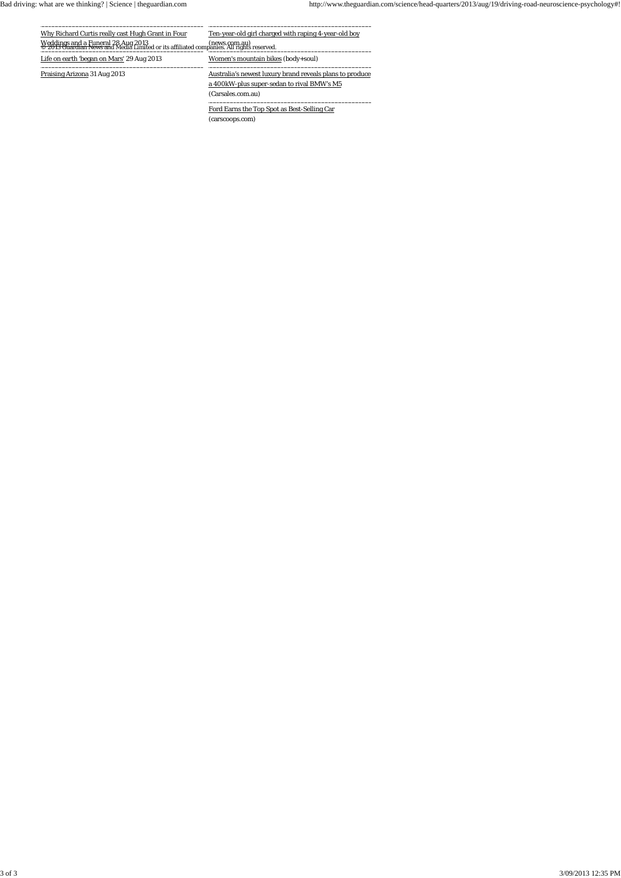Why Richard Curtis really cast Hugh Grant in Four Weddings and a Funeral 28 Aug 2013

Life on earth 'began on Mars' 29 Aug 2013

Praising Arizona 31 Aug 2013

Ten-year-old girl charged with raping 4-year-old boy (news.com.au)

Women's mountain bikes (body+soul)

Australia's newest luxury brand reveals plans to produce a 400kW-plus super-sedan to rival BMW's M5 (Carsales.com.au)

Ford Earns the Top Spot as Best-Selling Car (carscoops.com)

© 2013 Guardian News and Media Limited or its affiliated companies. All rights reserved.